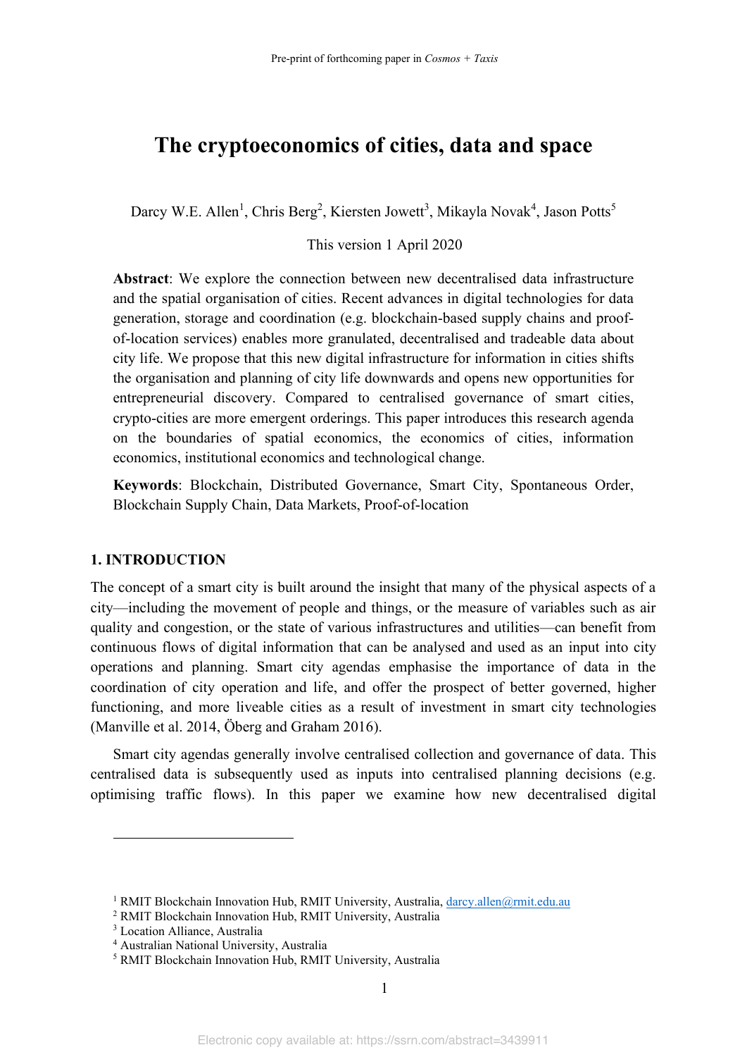# The cryptoeconomics of cities, data and space

Darcy W.E. Allen[1], Chris Berg[2], Kiersten Jowett[3], Mikayla Novak[4], Jason Potts[5]

This version 1 April 2020

**Abstract**: We explore the connection between new decentralised data infrastructure and the spatial organisation of cities. Recent advances in digital technologies for data generation, storage and coordination (e.g. blockchain-based supply chains and proof-of-location services) enables more granulated, decentralised and tradeable data about city life. We propose that this new digital infrastructure for information in cities shifts the organisation and planning of city life downwards and opens new opportunities for entrepreneurial discovery. Compared to centralised governance of smart cities, crypto-cities are more emergent orderings. This paper introduces this research agenda on the boundaries of spatial economics, the economics of cities, information economics, institutional economics and technological change.

**Keywords**: Blockchain, Distributed Governance, Smart City, Spontaneous Order, Blockchain Supply Chain, Data Markets, Proof-of-location

## 1. INTRODUCTION

The concept of a smart city is built around the insight that many of the physical aspects of a city—including the movement of people and things, or the measure of variables such as air quality and congestion, or the state of various infrastructures and utilities—can benefit from continuous flows of digital information that can be analysed and used as an input into city operations and planning. Smart city agendas emphasise the importance of data in the coordination of city operation and life, and offer the prospect of better governed, higher functioning, and more liveable cities as a result of investment in smart city technologies (Manville et al. 2014, Öberg and Graham 2016).

Smart city agendas generally involve centralised collection and governance of data. This centralised data is subsequently used as inputs into centralised planning decisions (e.g. optimising traffic flows). In this paper we examine how new decentralised digital

---

[1] RMIT Blockchain Innovation Hub, RMIT University, Australia, darcy.allen@rmit.edu.au
[2] RMIT Blockchain Innovation Hub, RMIT University, Australia
[3] Location Alliance, Australia
[4] Australian National University, Australia
[5] RMIT Blockchain Innovation Hub, RMIT University, Australia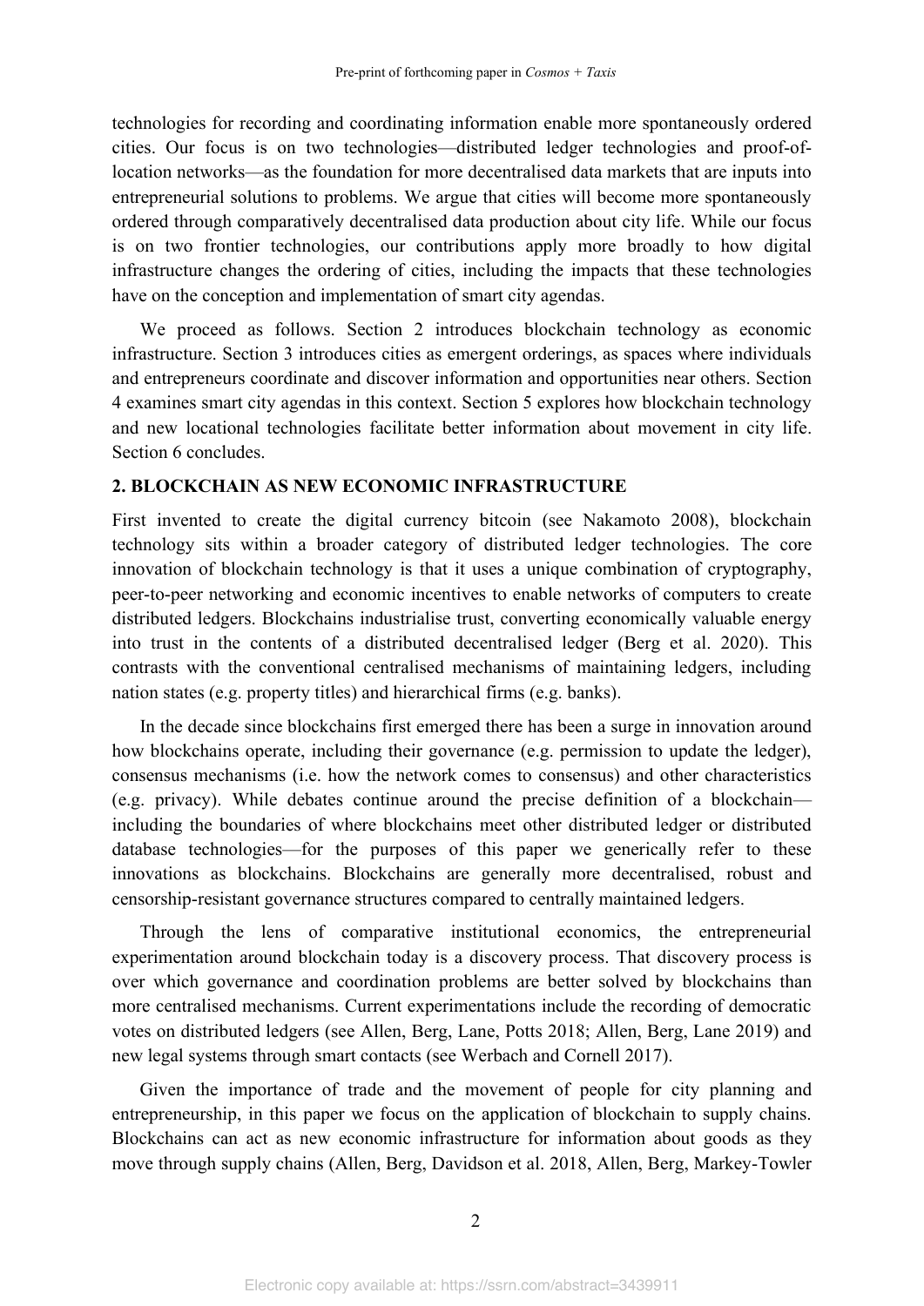technologies for recording and coordinating information enable more spontaneously ordered cities. Our focus is on two technologies—distributed ledger technologies and proof-of-location networks—as the foundation for more decentralised data markets that are inputs into entrepreneurial solutions to problems. We argue that cities will become more spontaneously ordered through comparatively decentralised data production about city life. While our focus is on two frontier technologies, our contributions apply more broadly to how digital infrastructure changes the ordering of cities, including the impacts that these technologies have on the conception and implementation of smart city agendas.

We proceed as follows. Section 2 introduces blockchain technology as economic infrastructure. Section 3 introduces cities as emergent orderings, as spaces where individuals and entrepreneurs coordinate and discover information and opportunities near others. Section 4 examines smart city agendas in this context. Section 5 explores how blockchain technology and new locational technologies facilitate better information about movement in city life. Section 6 concludes.

## 2. BLOCKCHAIN AS NEW ECONOMIC INFRASTRUCTURE

First invented to create the digital currency bitcoin (see Nakamoto 2008), blockchain technology sits within a broader category of distributed ledger technologies. The core innovation of blockchain technology is that it uses a unique combination of cryptography, peer-to-peer networking and economic incentives to enable networks of computers to create distributed ledgers. Blockchains industrialise trust, converting economically valuable energy into trust in the contents of a distributed decentralised ledger (Berg et al. 2020). This contrasts with the conventional centralised mechanisms of maintaining ledgers, including nation states (e.g. property titles) and hierarchical firms (e.g. banks).

In the decade since blockchains first emerged there has been a surge in innovation around how blockchains operate, including their governance (e.g. permission to update the ledger), consensus mechanisms (i.e. how the network comes to consensus) and other characteristics (e.g. privacy). While debates continue around the precise definition of a blockchain—including the boundaries of where blockchains meet other distributed ledger or distributed database technologies—for the purposes of this paper we generically refer to these innovations as blockchains. Blockchains are generally more decentralised, robust and censorship-resistant governance structures compared to centrally maintained ledgers.

Through the lens of comparative institutional economics, the entrepreneurial experimentation around blockchain today is a discovery process. That discovery process is over which governance and coordination problems are better solved by blockchains than more centralised mechanisms. Current experimentations include the recording of democratic votes on distributed ledgers (see Allen, Berg, Lane, Potts 2018; Allen, Berg, Lane 2019) and new legal systems through smart contacts (see Werbach and Cornell 2017).

Given the importance of trade and the movement of people for city planning and entrepreneurship, in this paper we focus on the application of blockchain to supply chains. Blockchains can act as new economic infrastructure for information about goods as they move through supply chains (Allen, Berg, Davidson et al. 2018, Allen, Berg, Markey-Towler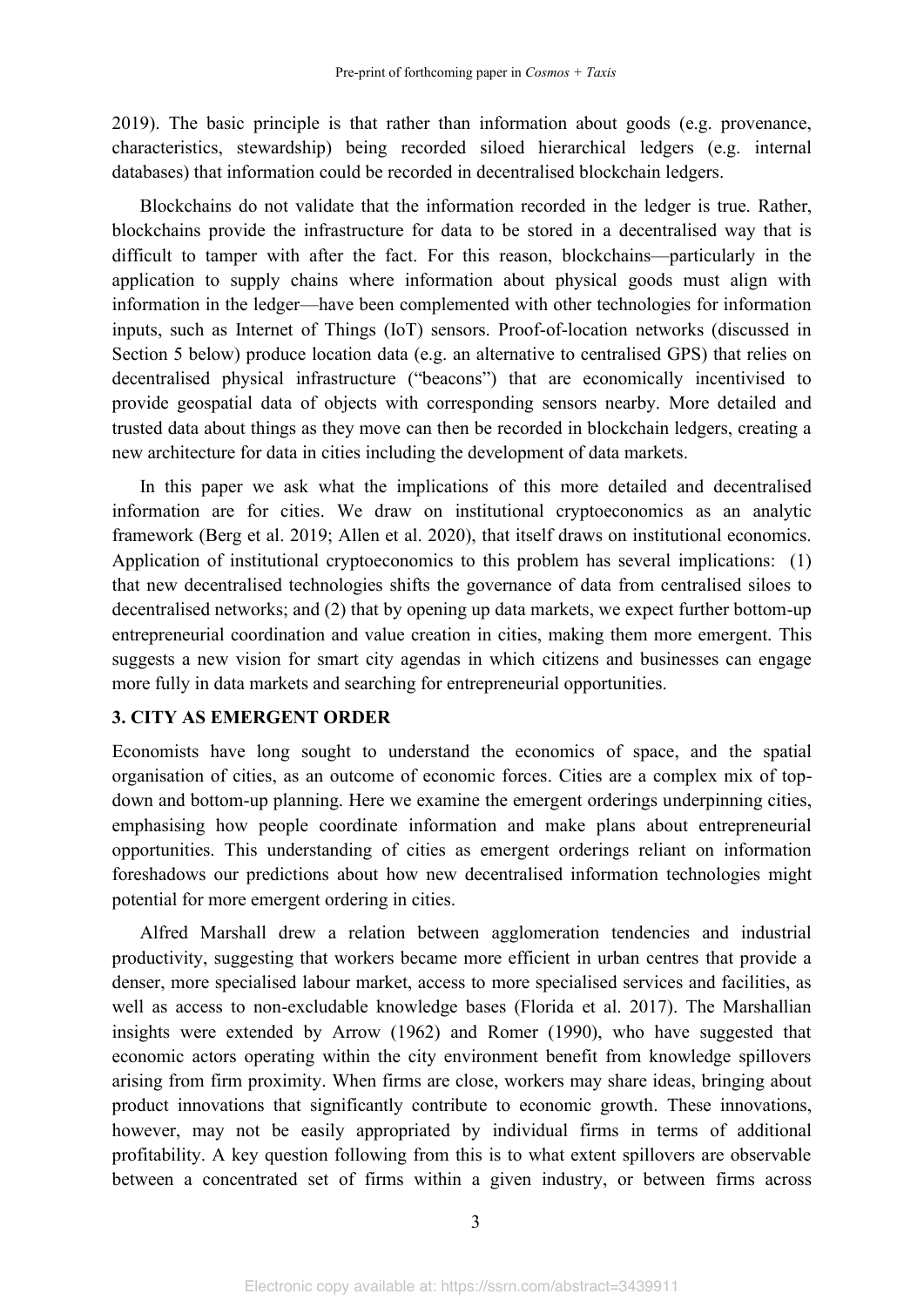2019). The basic principle is that rather than information about goods (e.g. provenance, characteristics, stewardship) being recorded siloed hierarchical ledgers (e.g. internal databases) that information could be recorded in decentralised blockchain ledgers.

Blockchains do not validate that the information recorded in the ledger is true. Rather, blockchains provide the infrastructure for data to be stored in a decentralised way that is difficult to tamper with after the fact. For this reason, blockchains—particularly in the application to supply chains where information about physical goods must align with information in the ledger—have been complemented with other technologies for information inputs, such as Internet of Things (IoT) sensors. Proof-of-location networks (discussed in Section 5 below) produce location data (e.g. an alternative to centralised GPS) that relies on decentralised physical infrastructure ("beacons") that are economically incentivised to provide geospatial data of objects with corresponding sensors nearby. More detailed and trusted data about things as they move can then be recorded in blockchain ledgers, creating a new architecture for data in cities including the development of data markets.

In this paper we ask what the implications of this more detailed and decentralised information are for cities. We draw on institutional cryptoeconomics as an analytic framework (Berg et al. 2019; Allen et al. 2020), that itself draws on institutional economics. Application of institutional cryptoeconomics to this problem has several implications: (1) that new decentralised technologies shifts the governance of data from centralised siloes to decentralised networks; and (2) that by opening up data markets, we expect further bottom-up entrepreneurial coordination and value creation in cities, making them more emergent. This suggests a new vision for smart city agendas in which citizens and businesses can engage more fully in data markets and searching for entrepreneurial opportunities.

## 3. CITY AS EMERGENT ORDER

Economists have long sought to understand the economics of space, and the spatial organisation of cities, as an outcome of economic forces. Cities are a complex mix of top-down and bottom-up planning. Here we examine the emergent orderings underpinning cities, emphasising how people coordinate information and make plans about entrepreneurial opportunities. This understanding of cities as emergent orderings reliant on information foreshadows our predictions about how new decentralised information technologies might potential for more emergent ordering in cities.

Alfred Marshall drew a relation between agglomeration tendencies and industrial productivity, suggesting that workers became more efficient in urban centres that provide a denser, more specialised labour market, access to more specialised services and facilities, as well as access to non-excludable knowledge bases (Florida et al. 2017). The Marshallian insights were extended by Arrow (1962) and Romer (1990), who have suggested that economic actors operating within the city environment benefit from knowledge spillovers arising from firm proximity. When firms are close, workers may share ideas, bringing about product innovations that significantly contribute to economic growth. These innovations, however, may not be easily appropriated by individual firms in terms of additional profitability. A key question following from this is to what extent spillovers are observable between a concentrated set of firms within a given industry, or between firms across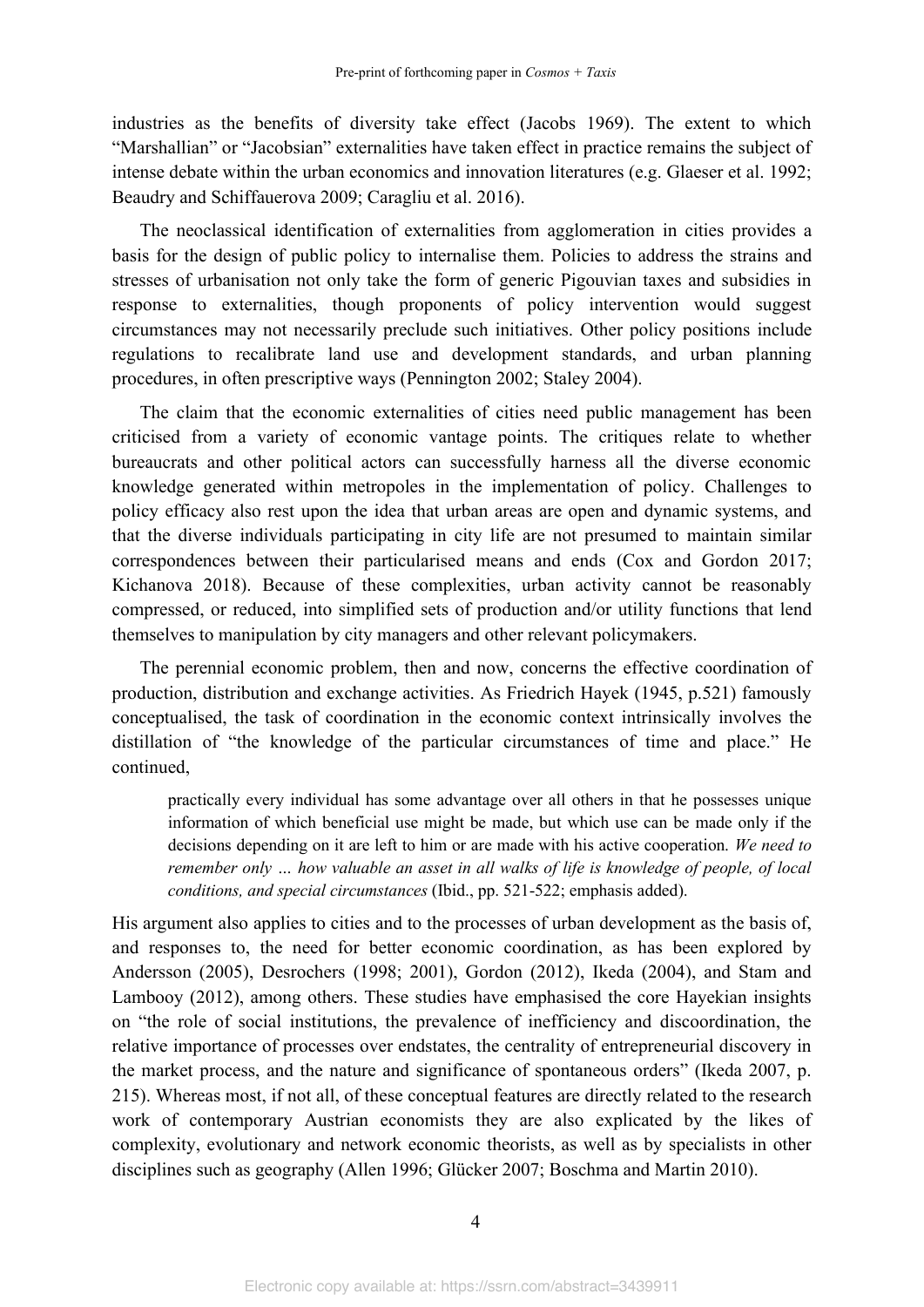industries as the benefits of diversity take effect (Jacobs 1969). The extent to which "Marshallian" or "Jacobsian" externalities have taken effect in practice remains the subject of intense debate within the urban economics and innovation literatures (e.g. Glaeser et al. 1992; Beaudry and Schiffauerova 2009; Caragliu et al. 2016).

The neoclassical identification of externalities from agglomeration in cities provides a basis for the design of public policy to internalise them. Policies to address the strains and stresses of urbanisation not only take the form of generic Pigouvian taxes and subsidies in response to externalities, though proponents of policy intervention would suggest circumstances may not necessarily preclude such initiatives. Other policy positions include regulations to recalibrate land use and development standards, and urban planning procedures, in often prescriptive ways (Pennington 2002; Staley 2004).

The claim that the economic externalities of cities need public management has been criticised from a variety of economic vantage points. The critiques relate to whether bureaucrats and other political actors can successfully harness all the diverse economic knowledge generated within metropoles in the implementation of policy. Challenges to policy efficacy also rest upon the idea that urban areas are open and dynamic systems, and that the diverse individuals participating in city life are not presumed to maintain similar correspondences between their particularised means and ends (Cox and Gordon 2017; Kichanova 2018). Because of these complexities, urban activity cannot be reasonably compressed, or reduced, into simplified sets of production and/or utility functions that lend themselves to manipulation by city managers and other relevant policymakers.

The perennial economic problem, then and now, concerns the effective coordination of production, distribution and exchange activities. As Friedrich Hayek (1945, p.521) famously conceptualised, the task of coordination in the economic context intrinsically involves the distillation of "the knowledge of the particular circumstances of time and place." He continued,

> practically every individual has some advantage over all others in that he possesses unique information of which beneficial use might be made, but which use can be made only if the decisions depending on it are left to him or are made with his active cooperation. *We need to remember only … how valuable an asset in all walks of life is knowledge of people, of local conditions, and special circumstances* (Ibid., pp. 521-522; emphasis added).

His argument also applies to cities and to the processes of urban development as the basis of, and responses to, the need for better economic coordination, as has been explored by Andersson (2005), Desrochers (1998; 2001), Gordon (2012), Ikeda (2004), and Stam and Lambooy (2012), among others. These studies have emphasised the core Hayekian insights on "the role of social institutions, the prevalence of inefficiency and discoordination, the relative importance of processes over endstates, the centrality of entrepreneurial discovery in the market process, and the nature and significance of spontaneous orders" (Ikeda 2007, p. 215). Whereas most, if not all, of these conceptual features are directly related to the research work of contemporary Austrian economists they are also explicated by the likes of complexity, evolutionary and network economic theorists, as well as by specialists in other disciplines such as geography (Allen 1996; Glücker 2007; Boschma and Martin 2010).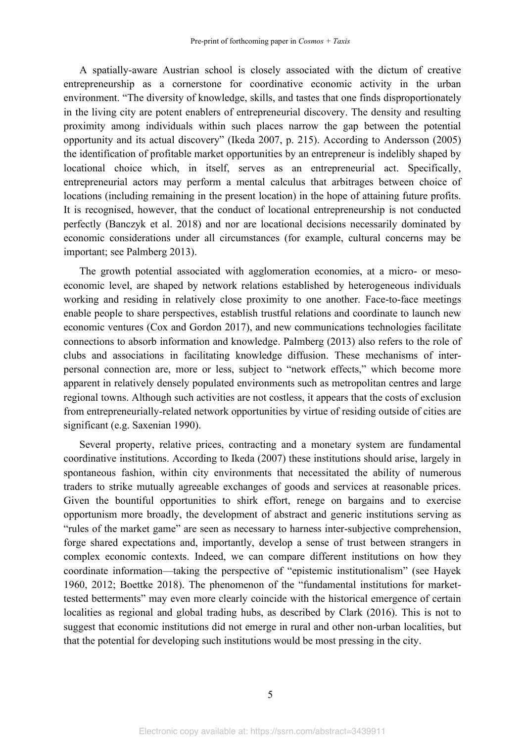A spatially-aware Austrian school is closely associated with the dictum of creative entrepreneurship as a cornerstone for coordinative economic activity in the urban environment. "The diversity of knowledge, skills, and tastes that one finds disproportionately in the living city are potent enablers of entrepreneurial discovery. The density and resulting proximity among individuals within such places narrow the gap between the potential opportunity and its actual discovery" (Ikeda 2007, p. 215). According to Andersson (2005) the identification of profitable market opportunities by an entrepreneur is indelibly shaped by locational choice which, in itself, serves as an entrepreneurial act. Specifically, entrepreneurial actors may perform a mental calculus that arbitrages between choice of locations (including remaining in the present location) in the hope of attaining future profits. It is recognised, however, that the conduct of locational entrepreneurship is not conducted perfectly (Banczyk et al. 2018) and nor are locational decisions necessarily dominated by economic considerations under all circumstances (for example, cultural concerns may be important; see Palmberg 2013).

The growth potential associated with agglomeration economies, at a micro- or meso-economic level, are shaped by network relations established by heterogeneous individuals working and residing in relatively close proximity to one another. Face-to-face meetings enable people to share perspectives, establish trustful relations and coordinate to launch new economic ventures (Cox and Gordon 2017), and new communications technologies facilitate connections to absorb information and knowledge. Palmberg (2013) also refers to the role of clubs and associations in facilitating knowledge diffusion. These mechanisms of inter-personal connection are, more or less, subject to "network effects," which become more apparent in relatively densely populated environments such as metropolitan centres and large regional towns. Although such activities are not costless, it appears that the costs of exclusion from entrepreneurially-related network opportunities by virtue of residing outside of cities are significant (e.g. Saxenian 1990).

Several property, relative prices, contracting and a monetary system are fundamental coordinative institutions. According to Ikeda (2007) these institutions should arise, largely in spontaneous fashion, within city environments that necessitated the ability of numerous traders to strike mutually agreeable exchanges of goods and services at reasonable prices. Given the bountiful opportunities to shirk effort, renege on bargains and to exercise opportunism more broadly, the development of abstract and generic institutions serving as "rules of the market game" are seen as necessary to harness inter-subjective comprehension, forge shared expectations and, importantly, develop a sense of trust between strangers in complex economic contexts. Indeed, we can compare different institutions on how they coordinate information—taking the perspective of "epistemic institutionalism" (see Hayek 1960, 2012; Boettke 2018). The phenomenon of the "fundamental institutions for market-tested betterments" may even more clearly coincide with the historical emergence of certain localities as regional and global trading hubs, as described by Clark (2016). This is not to suggest that economic institutions did not emerge in rural and other non-urban localities, but that the potential for developing such institutions would be most pressing in the city.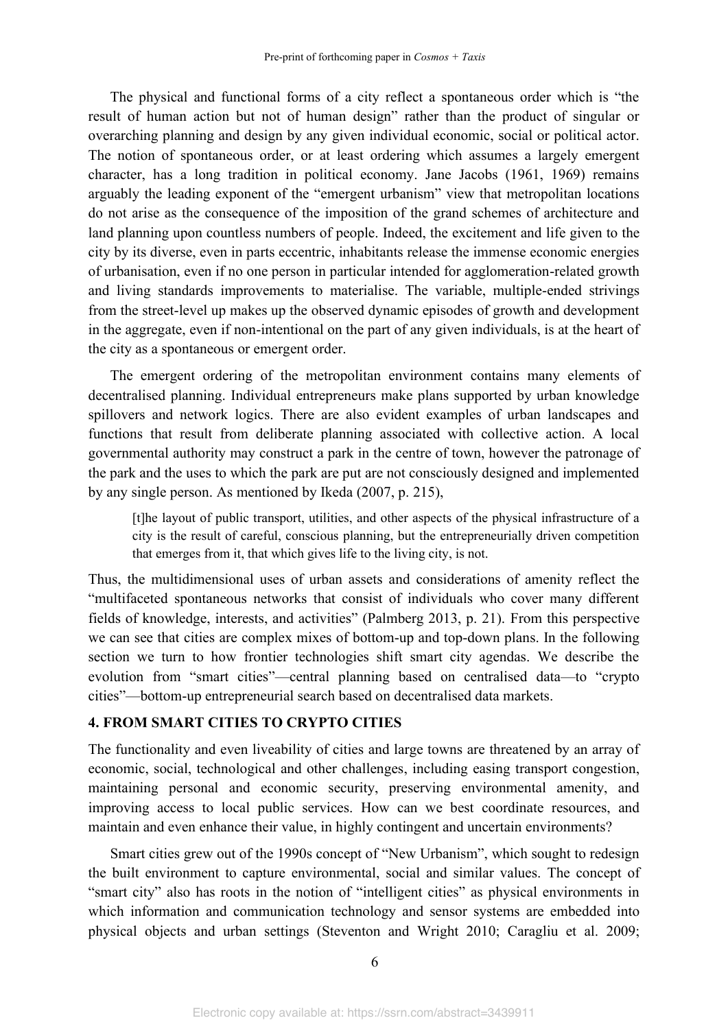The physical and functional forms of a city reflect a spontaneous order which is "the result of human action but not of human design" rather than the product of singular or overarching planning and design by any given individual economic, social or political actor. The notion of spontaneous order, or at least ordering which assumes a largely emergent character, has a long tradition in political economy. Jane Jacobs (1961, 1969) remains arguably the leading exponent of the "emergent urbanism" view that metropolitan locations do not arise as the consequence of the imposition of the grand schemes of architecture and land planning upon countless numbers of people. Indeed, the excitement and life given to the city by its diverse, even in parts eccentric, inhabitants release the immense economic energies of urbanisation, even if no one person in particular intended for agglomeration-related growth and living standards improvements to materialise. The variable, multiple-ended strivings from the street-level up makes up the observed dynamic episodes of growth and development in the aggregate, even if non-intentional on the part of any given individuals, is at the heart of the city as a spontaneous or emergent order.

The emergent ordering of the metropolitan environment contains many elements of decentralised planning. Individual entrepreneurs make plans supported by urban knowledge spillovers and network logics. There are also evident examples of urban landscapes and functions that result from deliberate planning associated with collective action. A local governmental authority may construct a park in the centre of town, however the patronage of the park and the uses to which the park are put are not consciously designed and implemented by any single person. As mentioned by Ikeda (2007, p. 215),

> [t]he layout of public transport, utilities, and other aspects of the physical infrastructure of a city is the result of careful, conscious planning, but the entrepreneurially driven competition that emerges from it, that which gives life to the living city, is not.

Thus, the multidimensional uses of urban assets and considerations of amenity reflect the "multifaceted spontaneous networks that consist of individuals who cover many different fields of knowledge, interests, and activities" (Palmberg 2013, p. 21). From this perspective we can see that cities are complex mixes of bottom-up and top-down plans. In the following section we turn to how frontier technologies shift smart city agendas. We describe the evolution from "smart cities"—central planning based on centralised data—to "crypto cities"—bottom-up entrepreneurial search based on decentralised data markets.

## 4. FROM SMART CITIES TO CRYPTO CITIES

The functionality and even liveability of cities and large towns are threatened by an array of economic, social, technological and other challenges, including easing transport congestion, maintaining personal and economic security, preserving environmental amenity, and improving access to local public services. How can we best coordinate resources, and maintain and even enhance their value, in highly contingent and uncertain environments?

Smart cities grew out of the 1990s concept of "New Urbanism", which sought to redesign the built environment to capture environmental, social and similar values. The concept of "smart city" also has roots in the notion of "intelligent cities" as physical environments in which information and communication technology and sensor systems are embedded into physical objects and urban settings (Steventon and Wright 2010; Caragliu et al. 2009;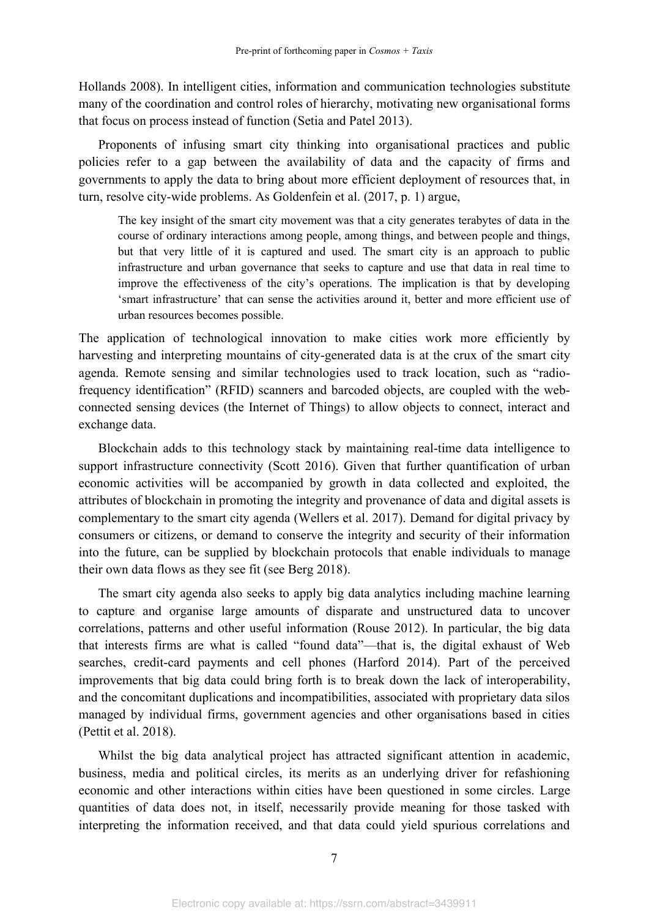Hollands 2008). In intelligent cities, information and communication technologies substitute many of the coordination and control roles of hierarchy, motivating new organisational forms that focus on process instead of function (Setia and Patel 2013).

Proponents of infusing smart city thinking into organisational practices and public policies refer to a gap between the availability of data and the capacity of firms and governments to apply the data to bring about more efficient deployment of resources that, in turn, resolve city-wide problems. As Goldenfein et al. (2017, p. 1) argue,

> The key insight of the smart city movement was that a city generates terabytes of data in the course of ordinary interactions among people, among things, and between people and things, but that very little of it is captured and used. The smart city is an approach to public infrastructure and urban governance that seeks to capture and use that data in real time to improve the effectiveness of the city's operations. The implication is that by developing 'smart infrastructure' that can sense the activities around it, better and more efficient use of urban resources becomes possible.

The application of technological innovation to make cities work more efficiently by harvesting and interpreting mountains of city-generated data is at the crux of the smart city agenda. Remote sensing and similar technologies used to track location, such as "radio-frequency identification" (RFID) scanners and barcoded objects, are coupled with the web-connected sensing devices (the Internet of Things) to allow objects to connect, interact and exchange data.

Blockchain adds to this technology stack by maintaining real-time data intelligence to support infrastructure connectivity (Scott 2016). Given that further quantification of urban economic activities will be accompanied by growth in data collected and exploited, the attributes of blockchain in promoting the integrity and provenance of data and digital assets is complementary to the smart city agenda (Wellers et al. 2017). Demand for digital privacy by consumers or citizens, or demand to conserve the integrity and security of their information into the future, can be supplied by blockchain protocols that enable individuals to manage their own data flows as they see fit (see Berg 2018).

The smart city agenda also seeks to apply big data analytics including machine learning to capture and organise large amounts of disparate and unstructured data to uncover correlations, patterns and other useful information (Rouse 2012). In particular, the big data that interests firms are what is called "found data"—that is, the digital exhaust of Web searches, credit-card payments and cell phones (Harford 2014). Part of the perceived improvements that big data could bring forth is to break down the lack of interoperability, and the concomitant duplications and incompatibilities, associated with proprietary data silos managed by individual firms, government agencies and other organisations based in cities (Pettit et al. 2018).

Whilst the big data analytical project has attracted significant attention in academic, business, media and political circles, its merits as an underlying driver for refashioning economic and other interactions within cities have been questioned in some circles. Large quantities of data does not, in itself, necessarily provide meaning for those tasked with interpreting the information received, and that data could yield spurious correlations and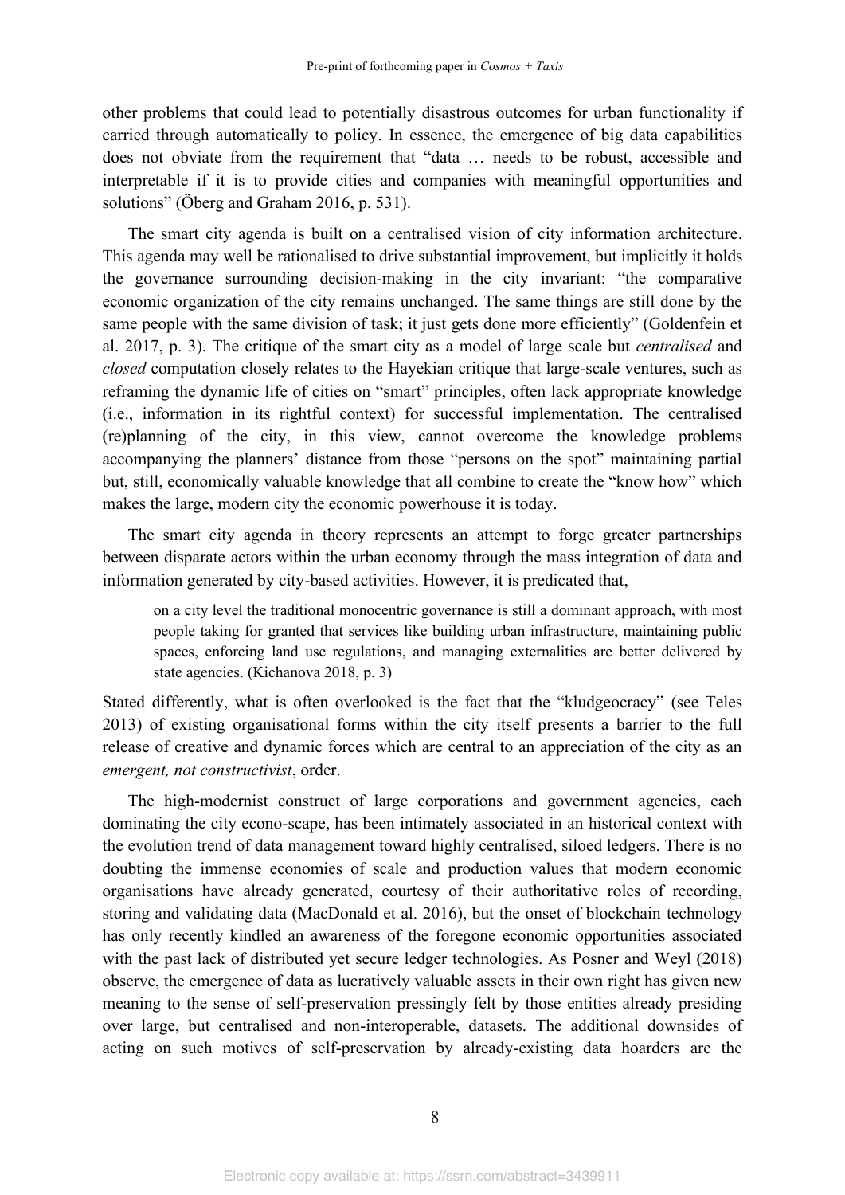other problems that could lead to potentially disastrous outcomes for urban functionality if carried through automatically to policy. In essence, the emergence of big data capabilities does not obviate from the requirement that "data … needs to be robust, accessible and interpretable if it is to provide cities and companies with meaningful opportunities and solutions" (Öberg and Graham 2016, p. 531).

The smart city agenda is built on a centralised vision of city information architecture. This agenda may well be rationalised to drive substantial improvement, but implicitly it holds the governance surrounding decision-making in the city invariant: "the comparative economic organization of the city remains unchanged. The same things are still done by the same people with the same division of task; it just gets done more efficiently" (Goldenfein et al. 2017, p. 3). The critique of the smart city as a model of large scale but *centralised* and *closed* computation closely relates to the Hayekian critique that large-scale ventures, such as reframing the dynamic life of cities on "smart" principles, often lack appropriate knowledge (i.e., information in its rightful context) for successful implementation. The centralised (re)planning of the city, in this view, cannot overcome the knowledge problems accompanying the planners' distance from those "persons on the spot" maintaining partial but, still, economically valuable knowledge that all combine to create the "know how" which makes the large, modern city the economic powerhouse it is today.

The smart city agenda in theory represents an attempt to forge greater partnerships between disparate actors within the urban economy through the mass integration of data and information generated by city-based activities. However, it is predicated that,

> on a city level the traditional monocentric governance is still a dominant approach, with most people taking for granted that services like building urban infrastructure, maintaining public spaces, enforcing land use regulations, and managing externalities are better delivered by state agencies. (Kichanova 2018, p. 3)

Stated differently, what is often overlooked is the fact that the "kludgeocracy" (see Teles 2013) of existing organisational forms within the city itself presents a barrier to the full release of creative and dynamic forces which are central to an appreciation of the city as an *emergent, not constructivist*, order.

The high-modernist construct of large corporations and government agencies, each dominating the city econo-scape, has been intimately associated in an historical context with the evolution trend of data management toward highly centralised, siloed ledgers. There is no doubting the immense economies of scale and production values that modern economic organisations have already generated, courtesy of their authoritative roles of recording, storing and validating data (MacDonald et al. 2016), but the onset of blockchain technology has only recently kindled an awareness of the foregone economic opportunities associated with the past lack of distributed yet secure ledger technologies. As Posner and Weyl (2018) observe, the emergence of data as lucratively valuable assets in their own right has given new meaning to the sense of self-preservation pressingly felt by those entities already presiding over large, but centralised and non-interoperable, datasets. The additional downsides of acting on such motives of self-preservation by already-existing data hoarders are the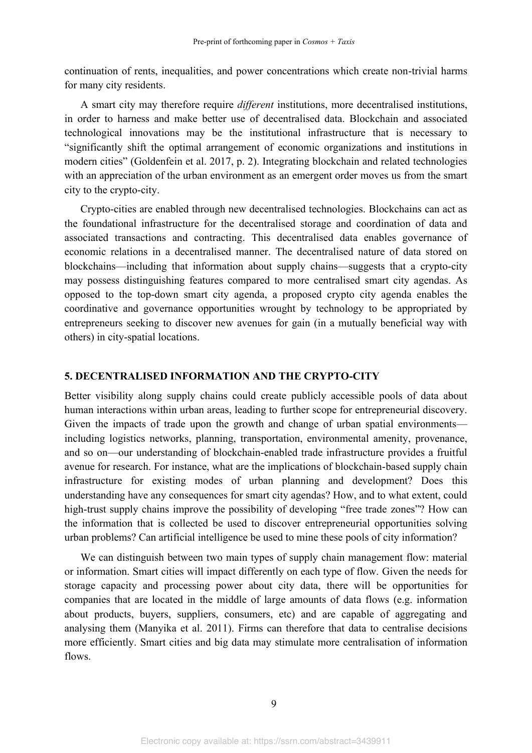continuation of rents, inequalities, and power concentrations which create non-trivial harms for many city residents.

A smart city may therefore require *different* institutions, more decentralised institutions, in order to harness and make better use of decentralised data. Blockchain and associated technological innovations may be the institutional infrastructure that is necessary to "significantly shift the optimal arrangement of economic organizations and institutions in modern cities" (Goldenfein et al. 2017, p. 2). Integrating blockchain and related technologies with an appreciation of the urban environment as an emergent order moves us from the smart city to the crypto-city.

Crypto-cities are enabled through new decentralised technologies. Blockchains can act as the foundational infrastructure for the decentralised storage and coordination of data and associated transactions and contracting. This decentralised data enables governance of economic relations in a decentralised manner. The decentralised nature of data stored on blockchains—including that information about supply chains—suggests that a crypto-city may possess distinguishing features compared to more centralised smart city agendas. As opposed to the top-down smart city agenda, a proposed crypto city agenda enables the coordinative and governance opportunities wrought by technology to be appropriated by entrepreneurs seeking to discover new avenues for gain (in a mutually beneficial way with others) in city-spatial locations.

## 5. DECENTRALISED INFORMATION AND THE CRYPTO-CITY

Better visibility along supply chains could create publicly accessible pools of data about human interactions within urban areas, leading to further scope for entrepreneurial discovery. Given the impacts of trade upon the growth and change of urban spatial environments—including logistics networks, planning, transportation, environmental amenity, provenance, and so on—our understanding of blockchain-enabled trade infrastructure provides a fruitful avenue for research. For instance, what are the implications of blockchain-based supply chain infrastructure for existing modes of urban planning and development? Does this understanding have any consequences for smart city agendas? How, and to what extent, could high-trust supply chains improve the possibility of developing "free trade zones"? How can the information that is collected be used to discover entrepreneurial opportunities solving urban problems? Can artificial intelligence be used to mine these pools of city information?

We can distinguish between two main types of supply chain management flow: material or information. Smart cities will impact differently on each type of flow. Given the needs for storage capacity and processing power about city data, there will be opportunities for companies that are located in the middle of large amounts of data flows (e.g. information about products, buyers, suppliers, consumers, etc) and are capable of aggregating and analysing them (Manyika et al. 2011). Firms can therefore that data to centralise decisions more efficiently. Smart cities and big data may stimulate more centralisation of information flows.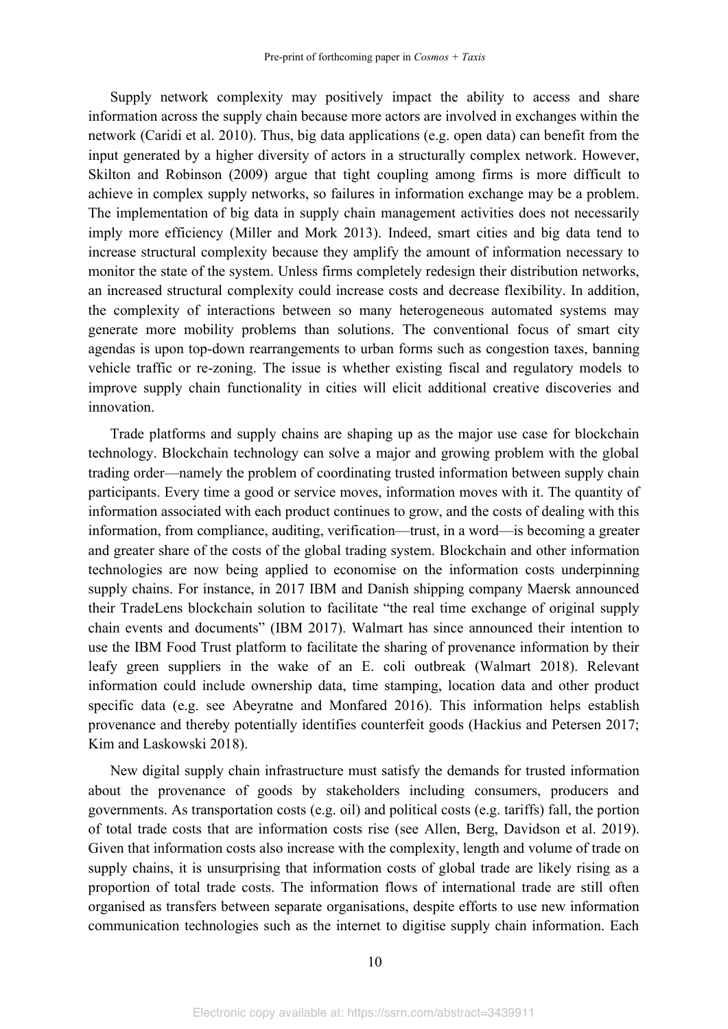Supply network complexity may positively impact the ability to access and share information across the supply chain because more actors are involved in exchanges within the network (Caridi et al. 2010). Thus, big data applications (e.g. open data) can benefit from the input generated by a higher diversity of actors in a structurally complex network. However, Skilton and Robinson (2009) argue that tight coupling among firms is more difficult to achieve in complex supply networks, so failures in information exchange may be a problem. The implementation of big data in supply chain management activities does not necessarily imply more efficiency (Miller and Mork 2013). Indeed, smart cities and big data tend to increase structural complexity because they amplify the amount of information necessary to monitor the state of the system. Unless firms completely redesign their distribution networks, an increased structural complexity could increase costs and decrease flexibility. In addition, the complexity of interactions between so many heterogeneous automated systems may generate more mobility problems than solutions. The conventional focus of smart city agendas is upon top-down rearrangements to urban forms such as congestion taxes, banning vehicle traffic or re-zoning. The issue is whether existing fiscal and regulatory models to improve supply chain functionality in cities will elicit additional creative discoveries and innovation.

Trade platforms and supply chains are shaping up as the major use case for blockchain technology. Blockchain technology can solve a major and growing problem with the global trading order—namely the problem of coordinating trusted information between supply chain participants. Every time a good or service moves, information moves with it. The quantity of information associated with each product continues to grow, and the costs of dealing with this information, from compliance, auditing, verification—trust, in a word—is becoming a greater and greater share of the costs of the global trading system. Blockchain and other information technologies are now being applied to economise on the information costs underpinning supply chains. For instance, in 2017 IBM and Danish shipping company Maersk announced their TradeLens blockchain solution to facilitate "the real time exchange of original supply chain events and documents" (IBM 2017). Walmart has since announced their intention to use the IBM Food Trust platform to facilitate the sharing of provenance information by their leafy green suppliers in the wake of an E. coli outbreak (Walmart 2018). Relevant information could include ownership data, time stamping, location data and other product specific data (e.g. see Abeyratne and Monfared 2016). This information helps establish provenance and thereby potentially identifies counterfeit goods (Hackius and Petersen 2017; Kim and Laskowski 2018).

New digital supply chain infrastructure must satisfy the demands for trusted information about the provenance of goods by stakeholders including consumers, producers and governments. As transportation costs (e.g. oil) and political costs (e.g. tariffs) fall, the portion of total trade costs that are information costs rise (see Allen, Berg, Davidson et al. 2019). Given that information costs also increase with the complexity, length and volume of trade on supply chains, it is unsurprising that information costs of global trade are likely rising as a proportion of total trade costs. The information flows of international trade are still often organised as transfers between separate organisations, despite efforts to use new information communication technologies such as the internet to digitise supply chain information. Each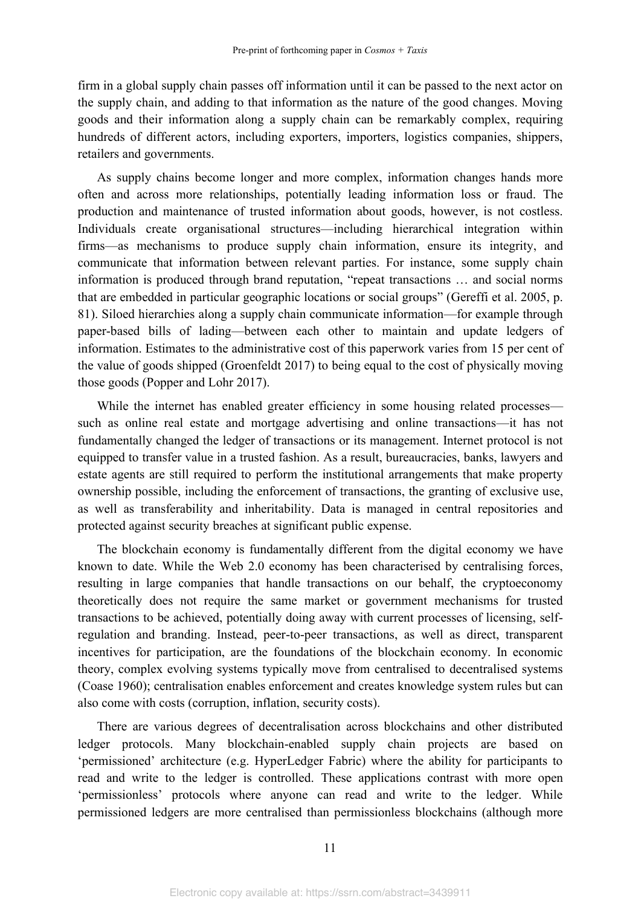firm in a global supply chain passes off information until it can be passed to the next actor on the supply chain, and adding to that information as the nature of the good changes. Moving goods and their information along a supply chain can be remarkably complex, requiring hundreds of different actors, including exporters, importers, logistics companies, shippers, retailers and governments.

As supply chains become longer and more complex, information changes hands more often and across more relationships, potentially leading information loss or fraud. The production and maintenance of trusted information about goods, however, is not costless. Individuals create organisational structures—including hierarchical integration within firms—as mechanisms to produce supply chain information, ensure its integrity, and communicate that information between relevant parties. For instance, some supply chain information is produced through brand reputation, "repeat transactions … and social norms that are embedded in particular geographic locations or social groups" (Gereffi et al. 2005, p. 81). Siloed hierarchies along a supply chain communicate information—for example through paper-based bills of lading—between each other to maintain and update ledgers of information. Estimates to the administrative cost of this paperwork varies from 15 per cent of the value of goods shipped (Groenfeldt 2017) to being equal to the cost of physically moving those goods (Popper and Lohr 2017).

While the internet has enabled greater efficiency in some housing related processes—such as online real estate and mortgage advertising and online transactions—it has not fundamentally changed the ledger of transactions or its management. Internet protocol is not equipped to transfer value in a trusted fashion. As a result, bureaucracies, banks, lawyers and estate agents are still required to perform the institutional arrangements that make property ownership possible, including the enforcement of transactions, the granting of exclusive use, as well as transferability and inheritability. Data is managed in central repositories and protected against security breaches at significant public expense.

The blockchain economy is fundamentally different from the digital economy we have known to date. While the Web 2.0 economy has been characterised by centralising forces, resulting in large companies that handle transactions on our behalf, the cryptoeconomy theoretically does not require the same market or government mechanisms for trusted transactions to be achieved, potentially doing away with current processes of licensing, self-regulation and branding. Instead, peer-to-peer transactions, as well as direct, transparent incentives for participation, are the foundations of the blockchain economy. In economic theory, complex evolving systems typically move from centralised to decentralised systems (Coase 1960); centralisation enables enforcement and creates knowledge system rules but can also come with costs (corruption, inflation, security costs).

There are various degrees of decentralisation across blockchains and other distributed ledger protocols. Many blockchain-enabled supply chain projects are based on 'permissioned' architecture (e.g. HyperLedger Fabric) where the ability for participants to read and write to the ledger is controlled. These applications contrast with more open 'permissionless' protocols where anyone can read and write to the ledger. While permissioned ledgers are more centralised than permissionless blockchains (although more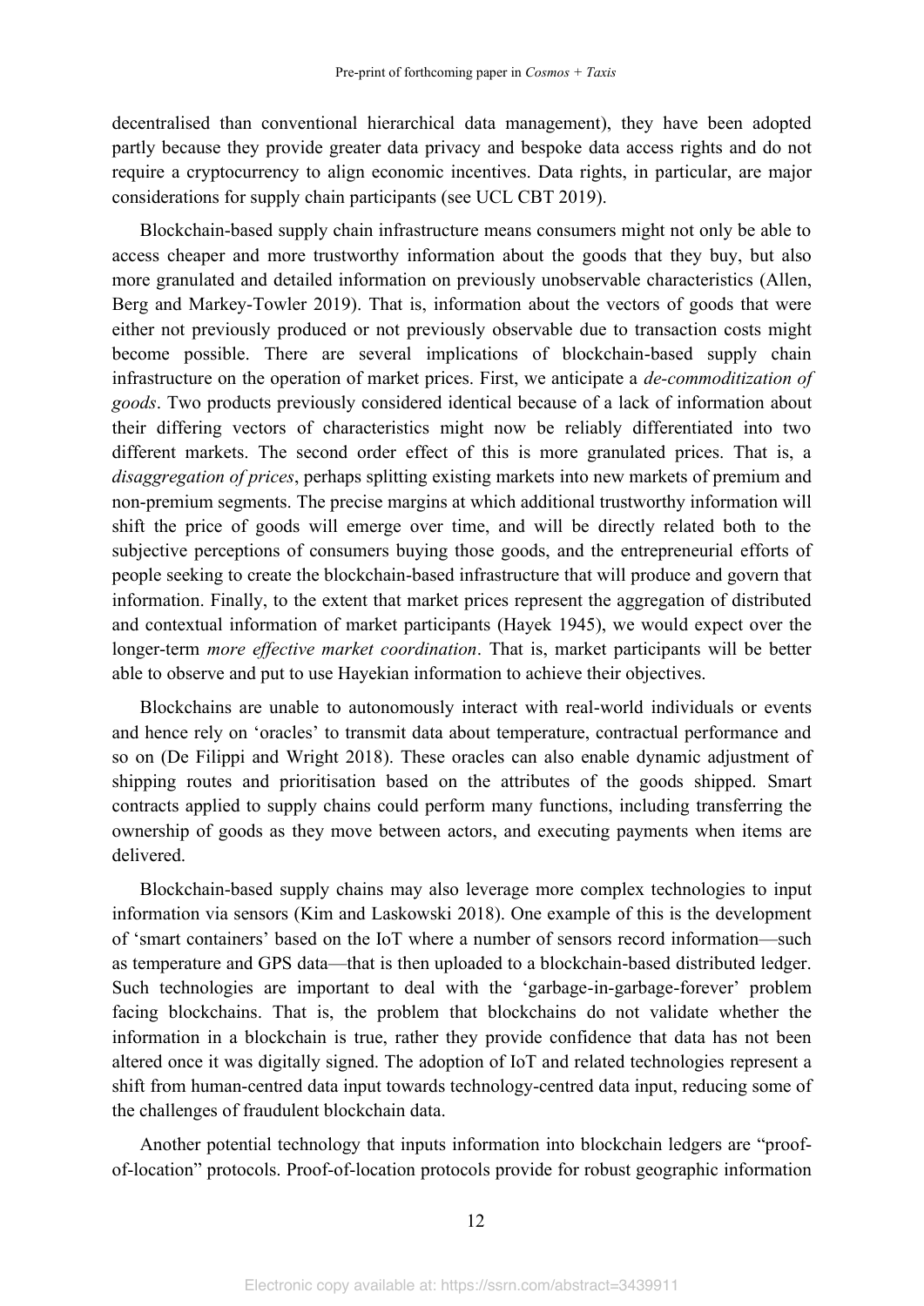decentralised than conventional hierarchical data management), they have been adopted partly because they provide greater data privacy and bespoke data access rights and do not require a cryptocurrency to align economic incentives. Data rights, in particular, are major considerations for supply chain participants (see UCL CBT 2019).

Blockchain-based supply chain infrastructure means consumers might not only be able to access cheaper and more trustworthy information about the goods that they buy, but also more granulated and detailed information on previously unobservable characteristics (Allen, Berg and Markey-Towler 2019). That is, information about the vectors of goods that were either not previously produced or not previously observable due to transaction costs might become possible. There are several implications of blockchain-based supply chain infrastructure on the operation of market prices. First, we anticipate a *de-commoditization of goods*. Two products previously considered identical because of a lack of information about their differing vectors of characteristics might now be reliably differentiated into two different markets. The second order effect of this is more granulated prices. That is, a *disaggregation of prices*, perhaps splitting existing markets into new markets of premium and non-premium segments. The precise margins at which additional trustworthy information will shift the price of goods will emerge over time, and will be directly related both to the subjective perceptions of consumers buying those goods, and the entrepreneurial efforts of people seeking to create the blockchain-based infrastructure that will produce and govern that information. Finally, to the extent that market prices represent the aggregation of distributed and contextual information of market participants (Hayek 1945), we would expect over the longer-term *more effective market coordination*. That is, market participants will be better able to observe and put to use Hayekian information to achieve their objectives.

Blockchains are unable to autonomously interact with real-world individuals or events and hence rely on 'oracles' to transmit data about temperature, contractual performance and so on (De Filippi and Wright 2018). These oracles can also enable dynamic adjustment of shipping routes and prioritisation based on the attributes of the goods shipped. Smart contracts applied to supply chains could perform many functions, including transferring the ownership of goods as they move between actors, and executing payments when items are delivered.

Blockchain-based supply chains may also leverage more complex technologies to input information via sensors (Kim and Laskowski 2018). One example of this is the development of 'smart containers' based on the IoT where a number of sensors record information—such as temperature and GPS data—that is then uploaded to a blockchain-based distributed ledger. Such technologies are important to deal with the 'garbage-in-garbage-forever' problem facing blockchains. That is, the problem that blockchains do not validate whether the information in a blockchain is true, rather they provide confidence that data has not been altered once it was digitally signed. The adoption of IoT and related technologies represent a shift from human-centred data input towards technology-centred data input, reducing some of the challenges of fraudulent blockchain data.

Another potential technology that inputs information into blockchain ledgers are "proof-of-location" protocols. Proof-of-location protocols provide for robust geographic information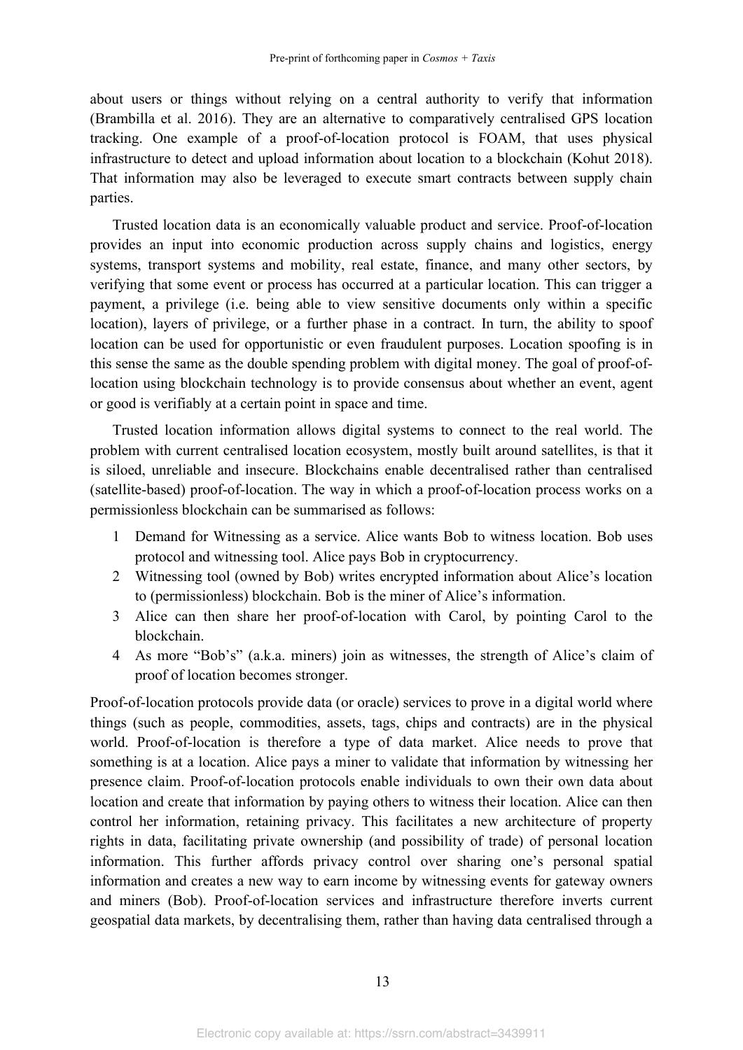about users or things without relying on a central authority to verify that information (Brambilla et al. 2016). They are an alternative to comparatively centralised GPS location tracking. One example of a proof-of-location protocol is FOAM, that uses physical infrastructure to detect and upload information about location to a blockchain (Kohut 2018). That information may also be leveraged to execute smart contracts between supply chain parties.

Trusted location data is an economically valuable product and service. Proof-of-location provides an input into economic production across supply chains and logistics, energy systems, transport systems and mobility, real estate, finance, and many other sectors, by verifying that some event or process has occurred at a particular location. This can trigger a payment, a privilege (i.e. being able to view sensitive documents only within a specific location), layers of privilege, or a further phase in a contract. In turn, the ability to spoof location can be used for opportunistic or even fraudulent purposes. Location spoofing is in this sense the same as the double spending problem with digital money. The goal of proof-of-location using blockchain technology is to provide consensus about whether an event, agent or good is verifiably at a certain point in space and time.

Trusted location information allows digital systems to connect to the real world. The problem with current centralised location ecosystem, mostly built around satellites, is that it is siloed, unreliable and insecure. Blockchains enable decentralised rather than centralised (satellite-based) proof-of-location. The way in which a proof-of-location process works on a permissionless blockchain can be summarised as follows:

1. Demand for Witnessing as a service. Alice wants Bob to witness location. Bob uses protocol and witnessing tool. Alice pays Bob in cryptocurrency.
2. Witnessing tool (owned by Bob) writes encrypted information about Alice's location to (permissionless) blockchain. Bob is the miner of Alice's information.
3. Alice can then share her proof-of-location with Carol, by pointing Carol to the blockchain.
4. As more "Bob's" (a.k.a. miners) join as witnesses, the strength of Alice's claim of proof of location becomes stronger.

Proof-of-location protocols provide data (or oracle) services to prove in a digital world where things (such as people, commodities, assets, tags, chips and contracts) are in the physical world. Proof-of-location is therefore a type of data market. Alice needs to prove that something is at a location. Alice pays a miner to validate that information by witnessing her presence claim. Proof-of-location protocols enable individuals to own their own data about location and create that information by paying others to witness their location. Alice can then control her information, retaining privacy. This facilitates a new architecture of property rights in data, facilitating private ownership (and possibility of trade) of personal location information. This further affords privacy control over sharing one's personal spatial information and creates a new way to earn income by witnessing events for gateway owners and miners (Bob). Proof-of-location services and infrastructure therefore inverts current geospatial data markets, by decentralising them, rather than having data centralised through a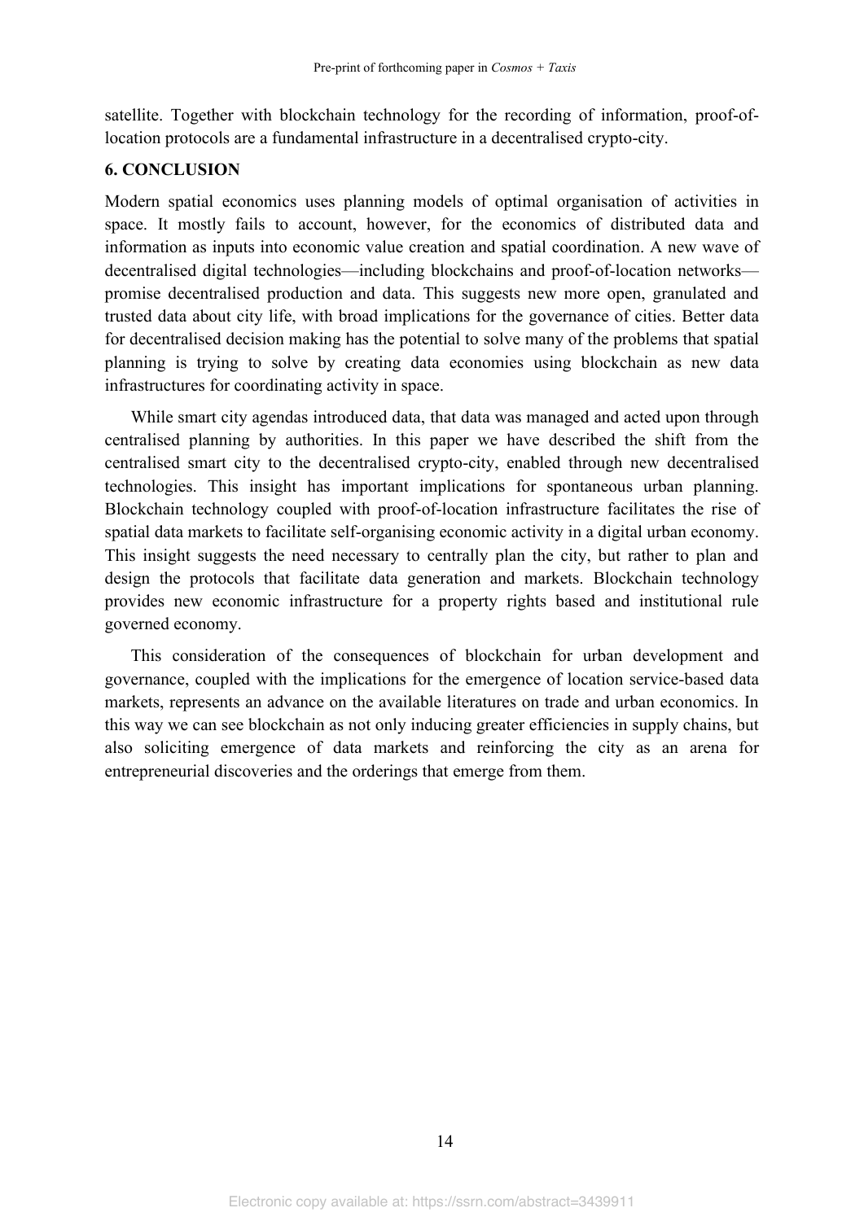satellite. Together with blockchain technology for the recording of information, proof-of-location protocols are a fundamental infrastructure in a decentralised crypto-city.

## 6. CONCLUSION

Modern spatial economics uses planning models of optimal organisation of activities in space. It mostly fails to account, however, for the economics of distributed data and information as inputs into economic value creation and spatial coordination. A new wave of decentralised digital technologies—including blockchains and proof-of-location networks—promise decentralised production and data. This suggests new more open, granulated and trusted data about city life, with broad implications for the governance of cities. Better data for decentralised decision making has the potential to solve many of the problems that spatial planning is trying to solve by creating data economies using blockchain as new data infrastructures for coordinating activity in space.

While smart city agendas introduced data, that data was managed and acted upon through centralised planning by authorities. In this paper we have described the shift from the centralised smart city to the decentralised crypto-city, enabled through new decentralised technologies. This insight has important implications for spontaneous urban planning. Blockchain technology coupled with proof-of-location infrastructure facilitates the rise of spatial data markets to facilitate self-organising economic activity in a digital urban economy. This insight suggests the need necessary to centrally plan the city, but rather to plan and design the protocols that facilitate data generation and markets. Blockchain technology provides new economic infrastructure for a property rights based and institutional rule governed economy.

This consideration of the consequences of blockchain for urban development and governance, coupled with the implications for the emergence of location service-based data markets, represents an advance on the available literatures on trade and urban economics. In this way we can see blockchain as not only inducing greater efficiencies in supply chains, but also soliciting emergence of data markets and reinforcing the city as an arena for entrepreneurial discoveries and the orderings that emerge from them.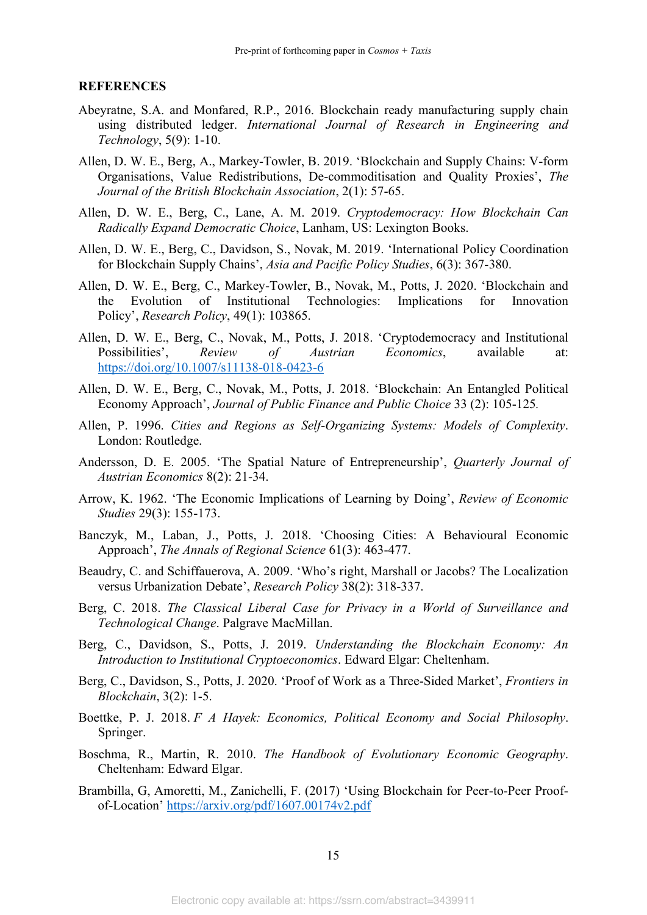## REFERENCES

Abeyratne, S.A. and Monfared, R.P., 2016. Blockchain ready manufacturing supply chain using distributed ledger. *International Journal of Research in Engineering and Technology*, 5(9): 1-10.

Allen, D. W. E., Berg, A., Markey-Towler, B. 2019. 'Blockchain and Supply Chains: V-form Organisations, Value Redistributions, De-commoditisation and Quality Proxies', *The Journal of the British Blockchain Association*, 2(1): 57-65.

Allen, D. W. E., Berg, C., Lane, A. M. 2019. *Cryptodemocracy: How Blockchain Can Radically Expand Democratic Choice*, Lanham, US: Lexington Books.

Allen, D. W. E., Berg, C., Davidson, S., Novak, M. 2019. 'International Policy Coordination for Blockchain Supply Chains', *Asia and Pacific Policy Studies*, 6(3): 367-380.

Allen, D. W. E., Berg, C., Markey-Towler, B., Novak, M., Potts, J. 2020. 'Blockchain and the Evolution of Institutional Technologies: Implications for Innovation Policy', *Research Policy*, 49(1): 103865.

Allen, D. W. E., Berg, C., Novak, M., Potts, J. 2018. 'Cryptodemocracy and Institutional Possibilities', *Review of Austrian Economics*, available at: https://doi.org/10.1007/s11138-018-0423-6

Allen, D. W. E., Berg, C., Novak, M., Potts, J. 2018. 'Blockchain: An Entangled Political Economy Approach', *Journal of Public Finance and Public Choice* 33 (2): 105-125.

Allen, P. 1996. *Cities and Regions as Self-Organizing Systems: Models of Complexity*. London: Routledge.

Andersson, D. E. 2005. 'The Spatial Nature of Entrepreneurship', *Quarterly Journal of Austrian Economics* 8(2): 21-34.

Arrow, K. 1962. 'The Economic Implications of Learning by Doing', *Review of Economic Studies* 29(3): 155-173.

Banczyk, M., Laban, J., Potts, J. 2018. 'Choosing Cities: A Behavioural Economic Approach', *The Annals of Regional Science* 61(3): 463-477.

Beaudry, C. and Schiffauerova, A. 2009. 'Who's right, Marshall or Jacobs? The Localization versus Urbanization Debate', *Research Policy* 38(2): 318-337.

Berg, C. 2018. *The Classical Liberal Case for Privacy in a World of Surveillance and Technological Change*. Palgrave MacMillan.

Berg, C., Davidson, S., Potts, J. 2019. *Understanding the Blockchain Economy: An Introduction to Institutional Cryptoeconomics*. Edward Elgar: Cheltenham.

Berg, C., Davidson, S., Potts, J. 2020. 'Proof of Work as a Three-Sided Market', *Frontiers in Blockchain*, 3(2): 1-5.

Boettke, P. J. 2018. *F A Hayek: Economics, Political Economy and Social Philosophy*. Springer.

Boschma, R., Martin, R. 2010. *The Handbook of Evolutionary Economic Geography*. Cheltenham: Edward Elgar.

Brambilla, G, Amoretti, M., Zanichelli, F. (2017) 'Using Blockchain for Peer-to-Peer Proof-of-Location' https://arxiv.org/pdf/1607.00174v2.pdf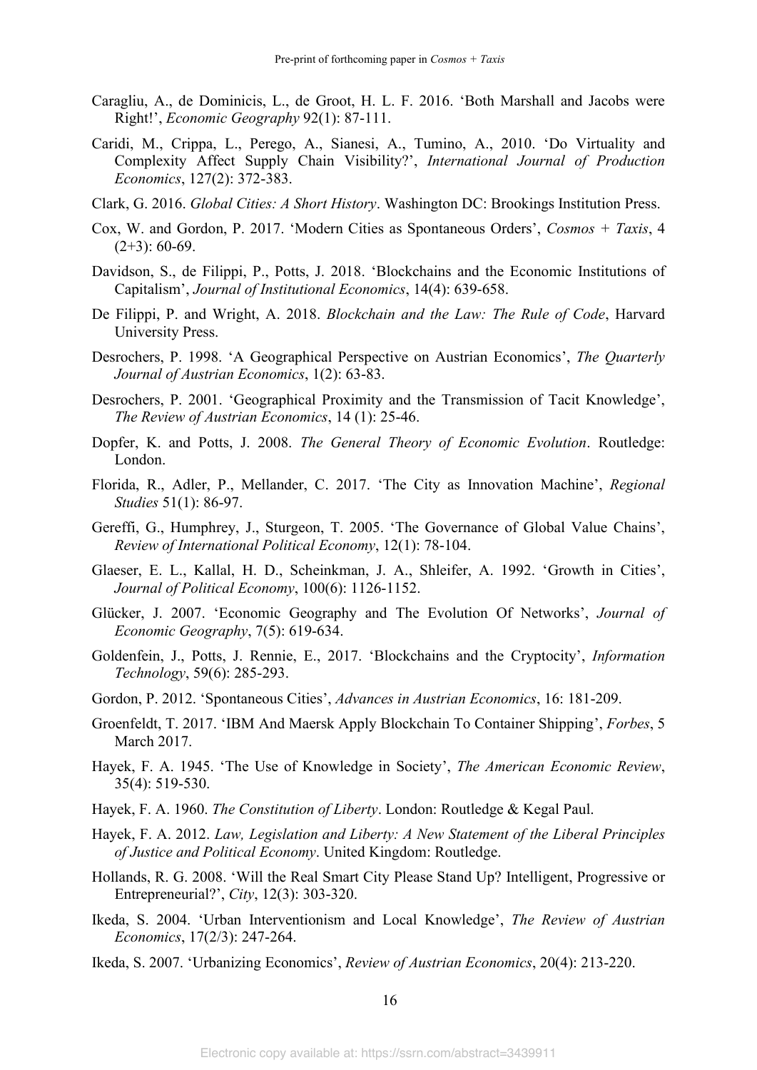Caragliu, A., de Dominicis, L., de Groot, H. L. F. 2016. 'Both Marshall and Jacobs were Right!', *Economic Geography* 92(1): 87-111.

Caridi, M., Crippa, L., Perego, A., Sianesi, A., Tumino, A., 2010. 'Do Virtuality and Complexity Affect Supply Chain Visibility?', *International Journal of Production Economics*, 127(2): 372-383.

Clark, G. 2016. *Global Cities: A Short History*. Washington DC: Brookings Institution Press.

Cox, W. and Gordon, P. 2017. 'Modern Cities as Spontaneous Orders', *Cosmos + Taxis*, 4 (2+3): 60-69.

Davidson, S., de Filippi, P., Potts, J. 2018. 'Blockchains and the Economic Institutions of Capitalism', *Journal of Institutional Economics*, 14(4): 639-658.

De Filippi, P. and Wright, A. 2018. *Blockchain and the Law: The Rule of Code*, Harvard University Press.

Desrochers, P. 1998. 'A Geographical Perspective on Austrian Economics', *The Quarterly Journal of Austrian Economics*, 1(2): 63-83.

Desrochers, P. 2001. 'Geographical Proximity and the Transmission of Tacit Knowledge', *The Review of Austrian Economics*, 14 (1): 25-46.

Dopfer, K. and Potts, J. 2008. *The General Theory of Economic Evolution*. Routledge: London.

Florida, R., Adler, P., Mellander, C. 2017. 'The City as Innovation Machine', *Regional Studies* 51(1): 86-97.

Gereffi, G., Humphrey, J., Sturgeon, T. 2005. 'The Governance of Global Value Chains', *Review of International Political Economy*, 12(1): 78-104.

Glaeser, E. L., Kallal, H. D., Scheinkman, J. A., Shleifer, A. 1992. 'Growth in Cities', *Journal of Political Economy*, 100(6): 1126-1152.

Glücker, J. 2007. 'Economic Geography and The Evolution Of Networks', *Journal of Economic Geography*, 7(5): 619-634.

Goldenfein, J., Potts, J. Rennie, E., 2017. 'Blockchains and the Cryptocity', *Information Technology*, 59(6): 285-293.

Gordon, P. 2012. 'Spontaneous Cities', *Advances in Austrian Economics*, 16: 181-209.

Groenfeldt, T. 2017. 'IBM And Maersk Apply Blockchain To Container Shipping', *Forbes*, 5 March 2017.

Hayek, F. A. 1945. 'The Use of Knowledge in Society', *The American Economic Review*, 35(4): 519-530.

Hayek, F. A. 1960. *The Constitution of Liberty*. London: Routledge & Kegal Paul.

Hayek, F. A. 2012. *Law, Legislation and Liberty: A New Statement of the Liberal Principles of Justice and Political Economy*. United Kingdom: Routledge.

Hollands, R. G. 2008. 'Will the Real Smart City Please Stand Up? Intelligent, Progressive or Entrepreneurial?', *City*, 12(3): 303-320.

Ikeda, S. 2004. 'Urban Interventionism and Local Knowledge', *The Review of Austrian Economics*, 17(2/3): 247-264.

Ikeda, S. 2007. 'Urbanizing Economics', *Review of Austrian Economics*, 20(4): 213-220.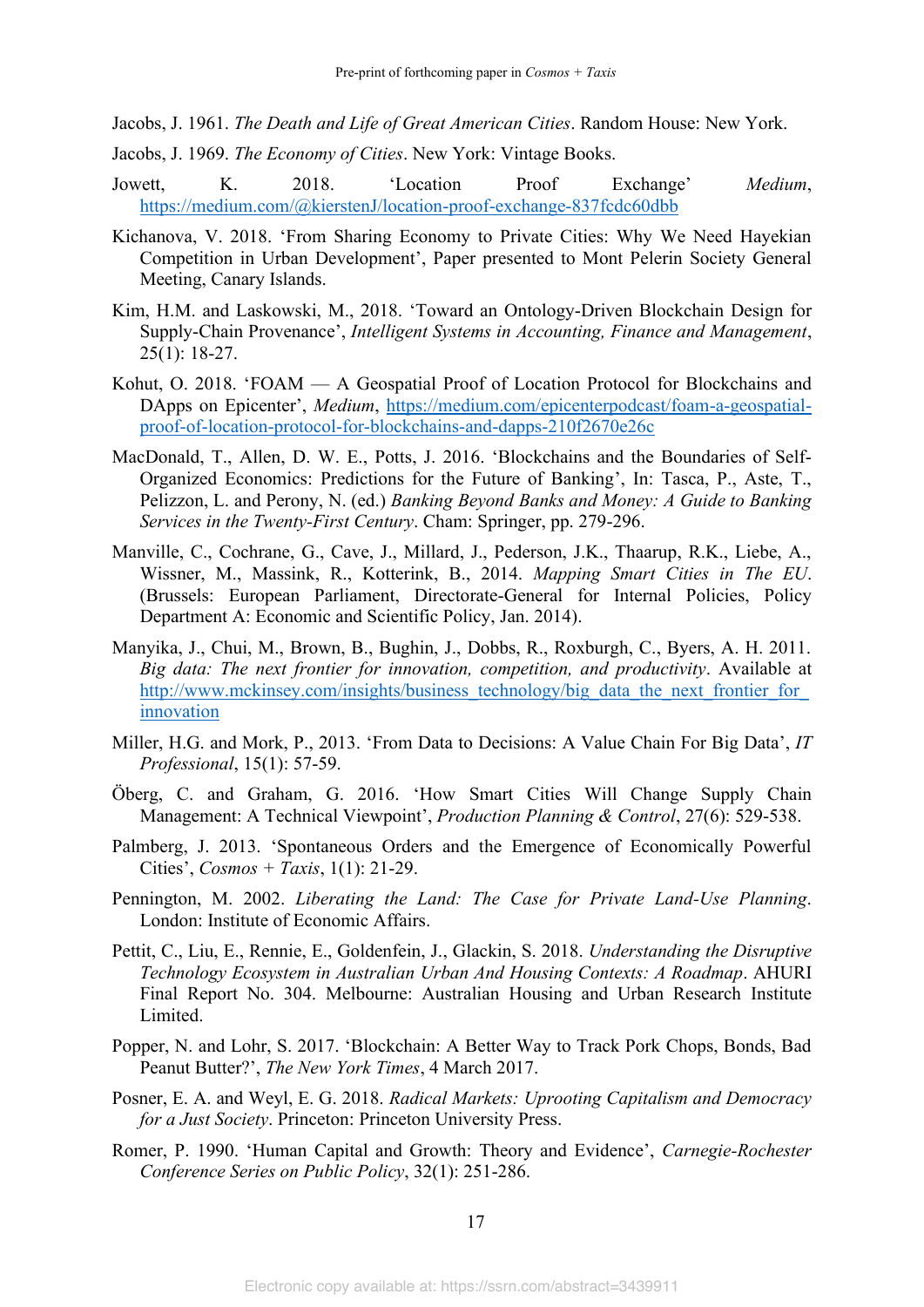Jacobs, J. 1961. *The Death and Life of Great American Cities*. Random House: New York.

Jacobs, J. 1969. *The Economy of Cities*. New York: Vintage Books.

Jowett, K. 2018. 'Location Proof Exchange' *Medium*, https://medium.com/@kierstenJ/location-proof-exchange-837fcdc60dbb

Kichanova, V. 2018. 'From Sharing Economy to Private Cities: Why We Need Hayekian Competition in Urban Development', Paper presented to Mont Pelerin Society General Meeting, Canary Islands.

Kim, H.M. and Laskowski, M., 2018. 'Toward an Ontology-Driven Blockchain Design for Supply-Chain Provenance', *Intelligent Systems in Accounting, Finance and Management*, 25(1): 18-27.

Kohut, O. 2018. 'FOAM — A Geospatial Proof of Location Protocol for Blockchains and DApps on Epicenter', *Medium*, https://medium.com/epicenterpodcast/foam-a-geospatial-proof-of-location-protocol-for-blockchains-and-dapps-210f2670e26c

MacDonald, T., Allen, D. W. E., Potts, J. 2016. 'Blockchains and the Boundaries of Self-Organized Economics: Predictions for the Future of Banking', In: Tasca, P., Aste, T., Pelizzon, L. and Perony, N. (ed.) *Banking Beyond Banks and Money: A Guide to Banking Services in the Twenty-First Century*. Cham: Springer, pp. 279-296.

Manville, C., Cochrane, G., Cave, J., Millard, J., Pederson, J.K., Thaarup, R.K., Liebe, A., Wissner, M., Massink, R., Kotterink, B., 2014. *Mapping Smart Cities in The EU*. (Brussels: European Parliament, Directorate-General for Internal Policies, Policy Department A: Economic and Scientific Policy, Jan. 2014).

Manyika, J., Chui, M., Brown, B., Bughin, J., Dobbs, R., Roxburgh, C., Byers, A. H. 2011. *Big data: The next frontier for innovation, competition, and productivity*. Available at http://www.mckinsey.com/insights/business_technology/big_data_the_next_frontier_for_innovation

Miller, H.G. and Mork, P., 2013. 'From Data to Decisions: A Value Chain For Big Data', *IT Professional*, 15(1): 57-59.

Öberg, C. and Graham, G. 2016. 'How Smart Cities Will Change Supply Chain Management: A Technical Viewpoint', *Production Planning & Control*, 27(6): 529-538.

Palmberg, J. 2013. 'Spontaneous Orders and the Emergence of Economically Powerful Cities', *Cosmos + Taxis*, 1(1): 21-29.

Pennington, M. 2002. *Liberating the Land: The Case for Private Land-Use Planning*. London: Institute of Economic Affairs.

Pettit, C., Liu, E., Rennie, E., Goldenfein, J., Glackin, S. 2018. *Understanding the Disruptive Technology Ecosystem in Australian Urban And Housing Contexts: A Roadmap*. AHURI Final Report No. 304. Melbourne: Australian Housing and Urban Research Institute Limited.

Popper, N. and Lohr, S. 2017. 'Blockchain: A Better Way to Track Pork Chops, Bonds, Bad Peanut Butter?', *The New York Times*, 4 March 2017.

Posner, E. A. and Weyl, E. G. 2018. *Radical Markets: Uprooting Capitalism and Democracy for a Just Society*. Princeton: Princeton University Press.

Romer, P. 1990. 'Human Capital and Growth: Theory and Evidence', *Carnegie-Rochester Conference Series on Public Policy*, 32(1): 251-286.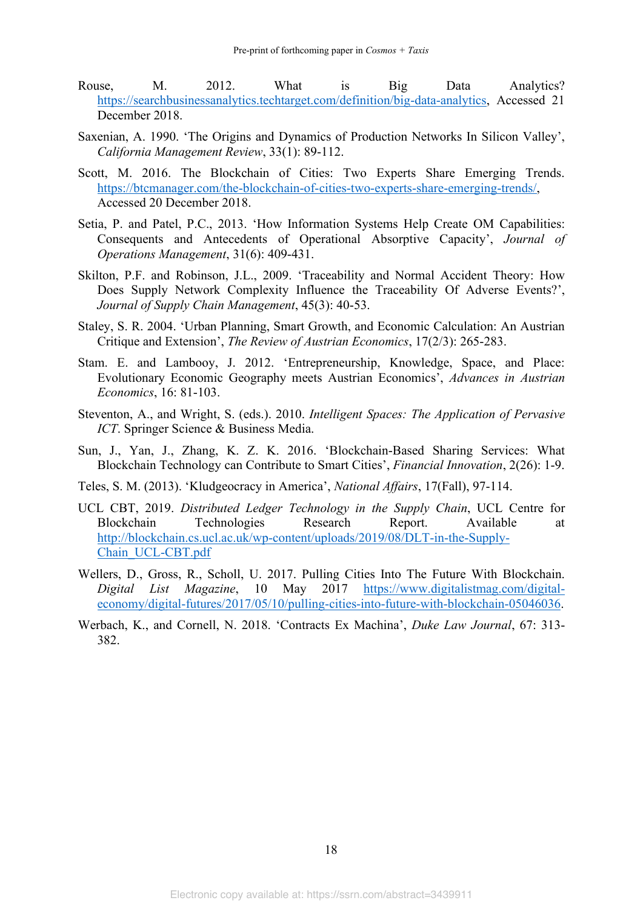Rouse, M. 2012. What is Big Data Analytics? https://searchbusinessanalytics.techtarget.com/definition/big-data-analytics, Accessed 21 December 2018.

Saxenian, A. 1990. 'The Origins and Dynamics of Production Networks In Silicon Valley', *California Management Review*, 33(1): 89-112.

Scott, M. 2016. The Blockchain of Cities: Two Experts Share Emerging Trends. https://btcmanager.com/the-blockchain-of-cities-two-experts-share-emerging-trends/, Accessed 20 December 2018.

Setia, P. and Patel, P.C., 2013. 'How Information Systems Help Create OM Capabilities: Consequents and Antecedents of Operational Absorptive Capacity', *Journal of Operations Management*, 31(6): 409-431.

Skilton, P.F. and Robinson, J.L., 2009. 'Traceability and Normal Accident Theory: How Does Supply Network Complexity Influence the Traceability Of Adverse Events?', *Journal of Supply Chain Management*, 45(3): 40-53.

Staley, S. R. 2004. 'Urban Planning, Smart Growth, and Economic Calculation: An Austrian Critique and Extension', *The Review of Austrian Economics*, 17(2/3): 265-283.

Stam. E. and Lambooy, J. 2012. 'Entrepreneurship, Knowledge, Space, and Place: Evolutionary Economic Geography meets Austrian Economics', *Advances in Austrian Economics*, 16: 81-103.

Steventon, A., and Wright, S. (eds.). 2010. *Intelligent Spaces: The Application of Pervasive ICT*. Springer Science & Business Media.

Sun, J., Yan, J., Zhang, K. Z. K. 2016. 'Blockchain-Based Sharing Services: What Blockchain Technology can Contribute to Smart Cities', *Financial Innovation*, 2(26): 1-9.

Teles, S. M. (2013). 'Kludgeocracy in America', *National Affairs*, 17(Fall), 97-114.

UCL CBT, 2019. *Distributed Ledger Technology in the Supply Chain*, UCL Centre for Blockchain Technologies Research Report. Available at http://blockchain.cs.ucl.ac.uk/wp-content/uploads/2019/08/DLT-in-the-Supply-Chain_UCL-CBT.pdf

Wellers, D., Gross, R., Scholl, U. 2017. Pulling Cities Into The Future With Blockchain. *Digital List Magazine*, 10 May 2017 https://www.digitalistmag.com/digital-economy/digital-futures/2017/05/10/pulling-cities-into-future-with-blockchain-05046036.

Werbach, K., and Cornell, N. 2018. 'Contracts Ex Machina', *Duke Law Journal*, 67: 313-382.